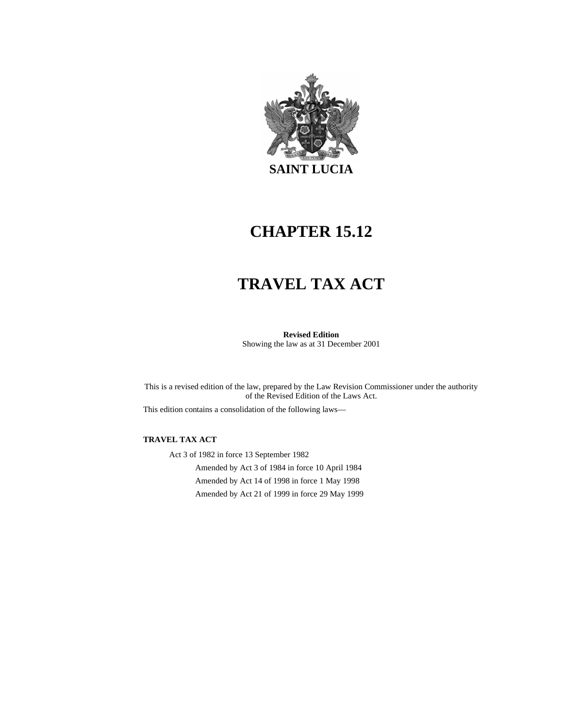**SAINT LUCIA**

# CHAPTER 15.12

# TRAVEL TAX ACT

**Revised Edition**
Showing the law as at 31 December 2001

This is a revised edition of the law, prepared by the Law Revision Commissioner under the authority of the Revised Edition of the Laws Act.

This edition contains a consolidation of the following laws—

**TRAVEL TAX ACT**

Act 3 of 1982 in force 13 September 1982

Amended by Act 3 of 1984 in force 10 April 1984

Amended by Act 14 of 1998 in force 1 May 1998

Amended by Act 21 of 1999 in force 29 May 1999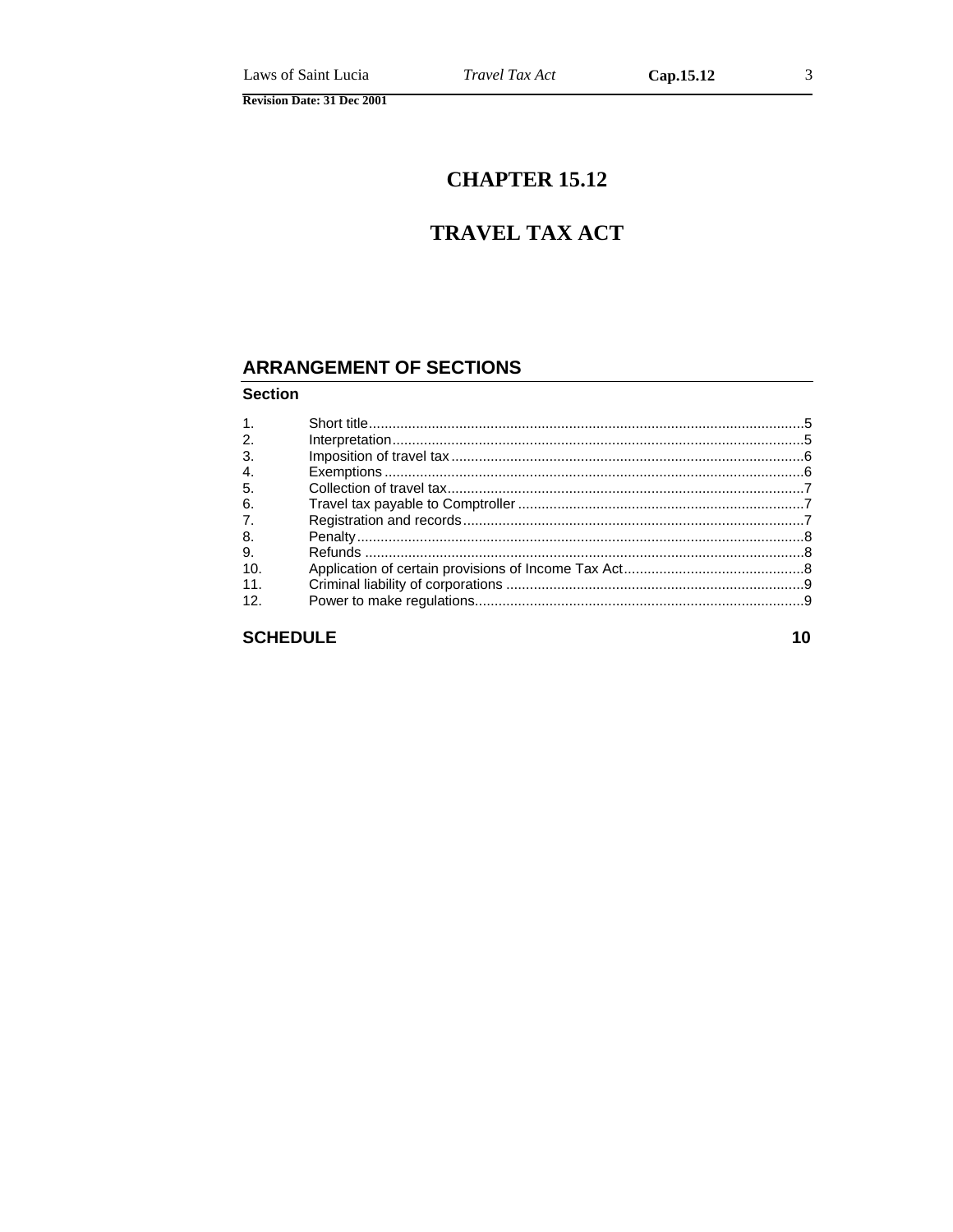# CHAPTER 15.12

# TRAVEL TAX ACT

## ARRANGEMENT OF SECTIONS

**Section**

| | | |
|---|---|---|
| 1. | Short title | 5 |
| 2. | Interpretation | 5 |
| 3. | Imposition of travel tax | 6 |
| 4. | Exemptions | 6 |
| 5. | Collection of travel tax | 7 |
| 6. | Travel tax payable to Comptroller | 7 |
| 7. | Registration and records | 7 |
| 8. | Penalty | 8 |
| 9. | Refunds | 8 |
| 10. | Application of certain provisions of Income Tax Act | 8 |
| 11. | Criminal liability of corporations | 9 |
| 12. | Power to make regulations | 9 |

**SCHEDULE** **10**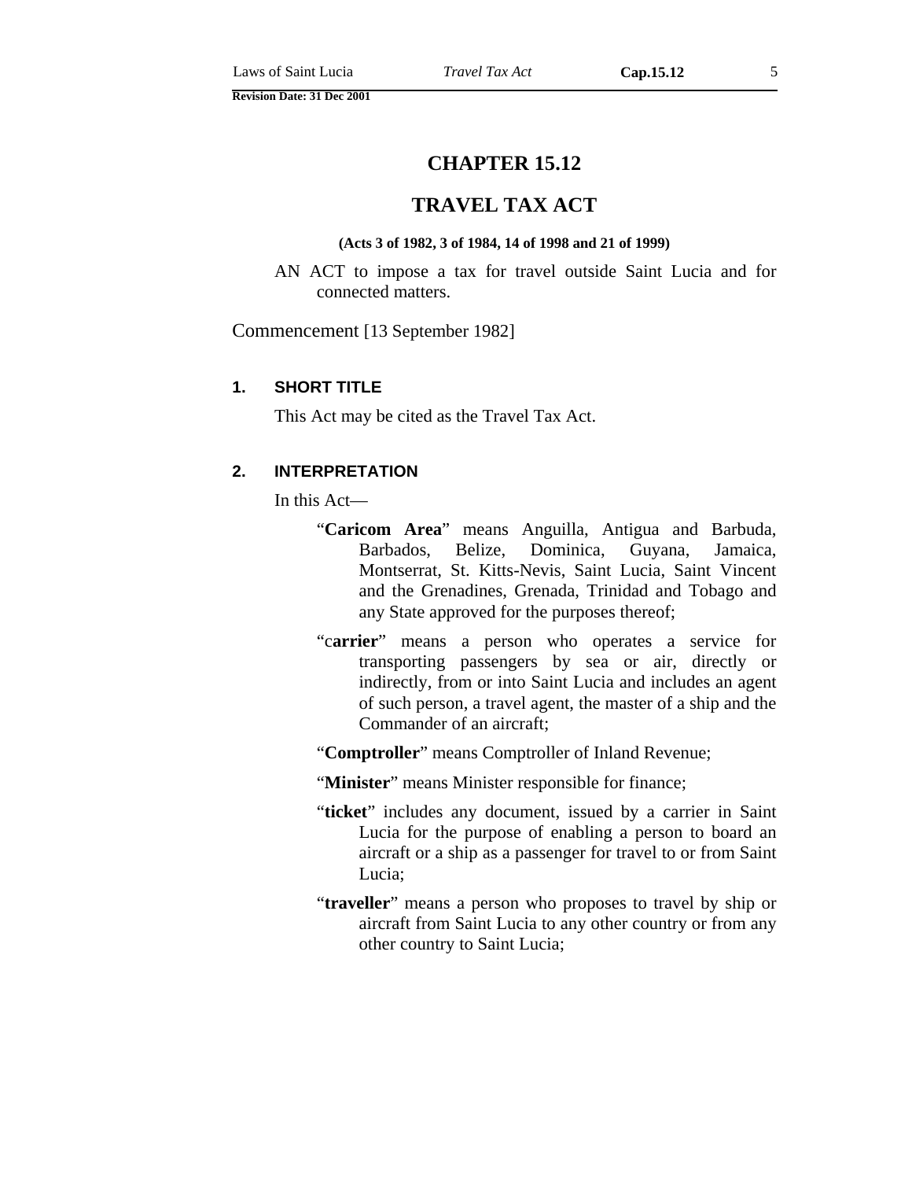# CHAPTER 15.12

# TRAVEL TAX ACT

**(Acts 3 of 1982, 3 of 1984, 14 of 1998 and 21 of 1999)**

AN ACT to impose a tax for travel outside Saint Lucia and for connected matters.

Commencement [13 September 1982]

### 1. SHORT TITLE

This Act may be cited as the Travel Tax Act.

### 2. INTERPRETATION

In this Act—

"**Caricom Area**" means Anguilla, Antigua and Barbuda, Barbados, Belize, Dominica, Guyana, Jamaica, Montserrat, St. Kitts-Nevis, Saint Lucia, Saint Vincent and the Grenadines, Grenada, Trinidad and Tobago and any State approved for the purposes thereof;

"c**arrier**" means a person who operates a service for transporting passengers by sea or air, directly or indirectly, from or into Saint Lucia and includes an agent of such person, a travel agent, the master of a ship and the Commander of an aircraft;

"**Comptroller**" means Comptroller of Inland Revenue;

"**Minister**" means Minister responsible for finance;

"**ticket**" includes any document, issued by a carrier in Saint Lucia for the purpose of enabling a person to board an aircraft or a ship as a passenger for travel to or from Saint Lucia;

"**traveller**" means a person who proposes to travel by ship or aircraft from Saint Lucia to any other country or from any other country to Saint Lucia;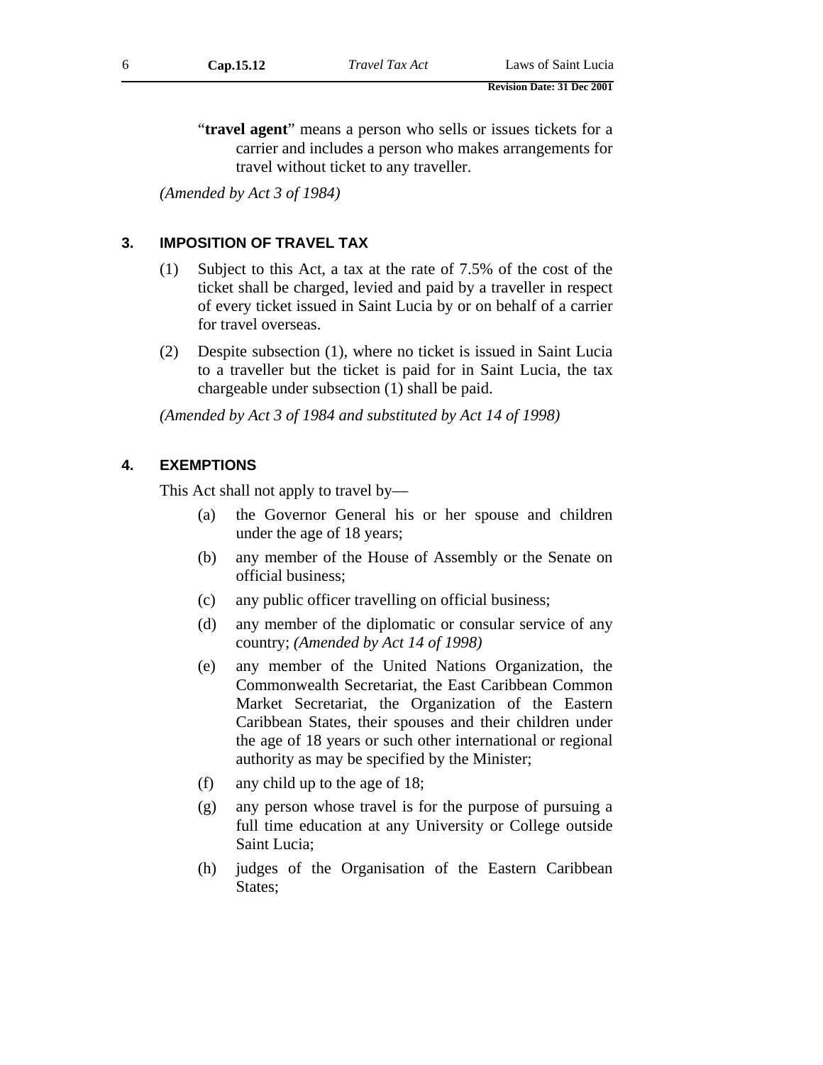"**travel agent**" means a person who sells or issues tickets for a carrier and includes a person who makes arrangements for travel without ticket to any traveller.

*(Amended by Act 3 of 1984)*

## 3. IMPOSITION OF TRAVEL TAX

(1) Subject to this Act, a tax at the rate of 7.5% of the cost of the ticket shall be charged, levied and paid by a traveller in respect of every ticket issued in Saint Lucia by or on behalf of a carrier for travel overseas.

(2) Despite subsection (1), where no ticket is issued in Saint Lucia to a traveller but the ticket is paid for in Saint Lucia, the tax chargeable under subsection (1) shall be paid.

*(Amended by Act 3 of 1984 and substituted by Act 14 of 1998)*

## 4. EXEMPTIONS

This Act shall not apply to travel by—

(a) the Governor General his or her spouse and children under the age of 18 years;

(b) any member of the House of Assembly or the Senate on official business;

(c) any public officer travelling on official business;

(d) any member of the diplomatic or consular service of any country; *(Amended by Act 14 of 1998)*

(e) any member of the United Nations Organization, the Commonwealth Secretariat, the East Caribbean Common Market Secretariat, the Organization of the Eastern Caribbean States, their spouses and their children under the age of 18 years or such other international or regional authority as may be specified by the Minister;

(f) any child up to the age of 18;

(g) any person whose travel is for the purpose of pursuing a full time education at any University or College outside Saint Lucia;

(h) judges of the Organisation of the Eastern Caribbean States;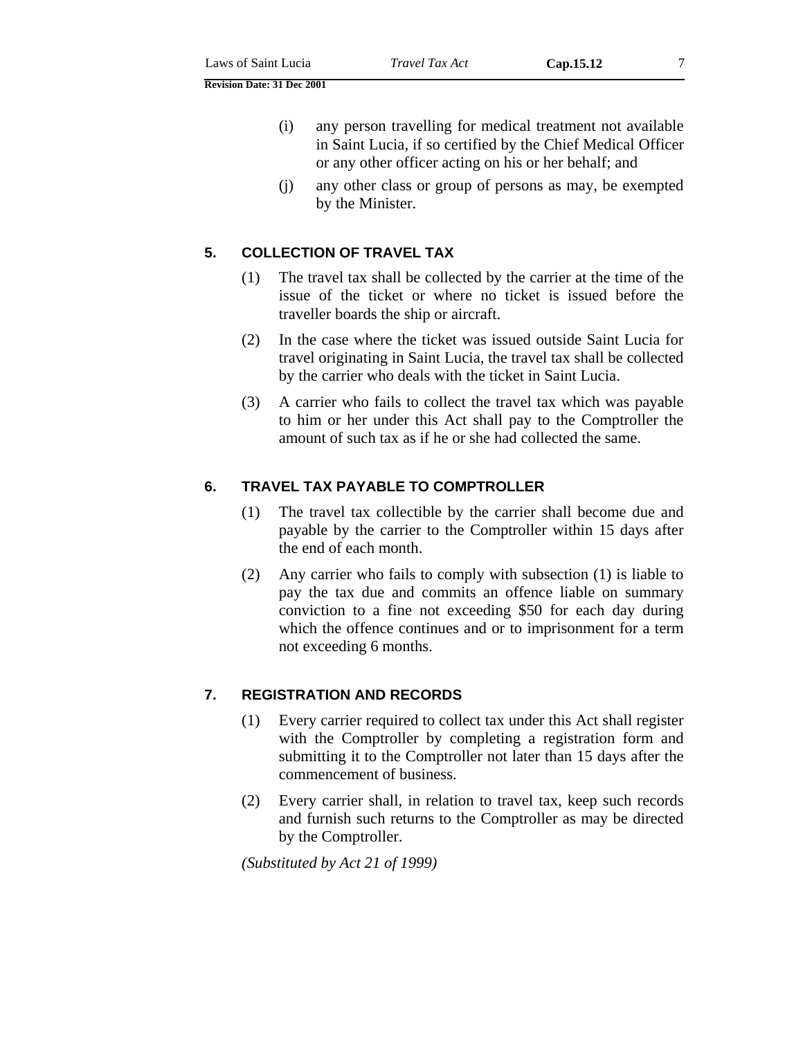(i) any person travelling for medical treatment not available in Saint Lucia, if so certified by the Chief Medical Officer or any other officer acting on his or her behalf; and

(j) any other class or group of persons as may, be exempted by the Minister.

## 5. COLLECTION OF TRAVEL TAX

(1) The travel tax shall be collected by the carrier at the time of the issue of the ticket or where no ticket is issued before the traveller boards the ship or aircraft.

(2) In the case where the ticket was issued outside Saint Lucia for travel originating in Saint Lucia, the travel tax shall be collected by the carrier who deals with the ticket in Saint Lucia.

(3) A carrier who fails to collect the travel tax which was payable to him or her under this Act shall pay to the Comptroller the amount of such tax as if he or she had collected the same.

## 6. TRAVEL TAX PAYABLE TO COMPTROLLER

(1) The travel tax collectible by the carrier shall become due and payable by the carrier to the Comptroller within 15 days after the end of each month.

(2) Any carrier who fails to comply with subsection (1) is liable to pay the tax due and commits an offence liable on summary conviction to a fine not exceeding $50 for each day during which the offence continues and or to imprisonment for a term not exceeding 6 months.

## 7. REGISTRATION AND RECORDS

(1) Every carrier required to collect tax under this Act shall register with the Comptroller by completing a registration form and submitting it to the Comptroller not later than 15 days after the commencement of business.

(2) Every carrier shall, in relation to travel tax, keep such records and furnish such returns to the Comptroller as may be directed by the Comptroller.

*(Substituted by Act 21 of 1999)*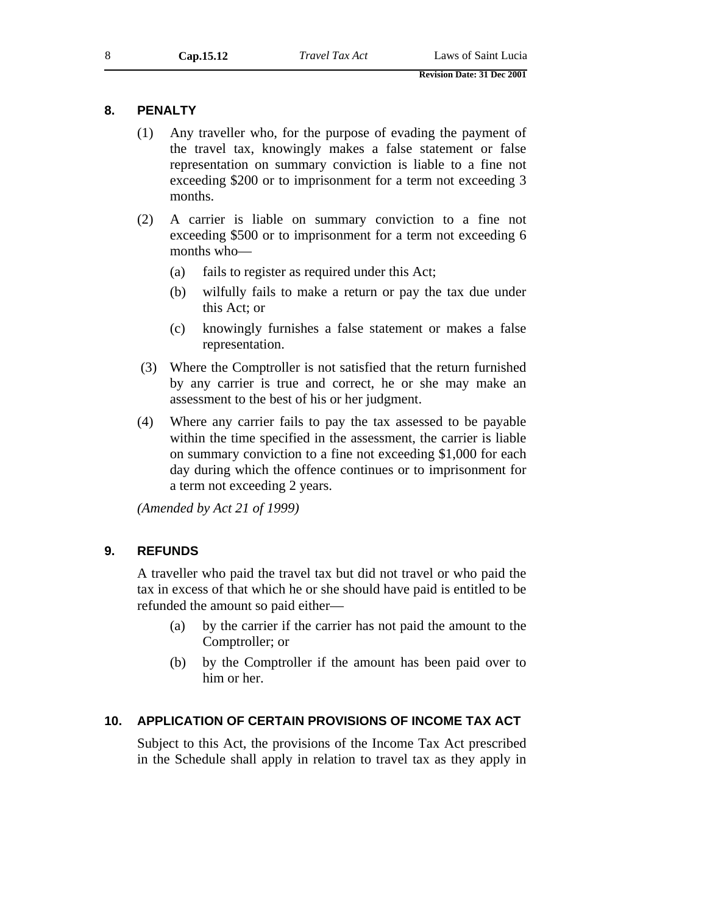## 8. PENALTY

(1) Any traveller who, for the purpose of evading the payment of the travel tax, knowingly makes a false statement or false representation on summary conviction is liable to a fine not exceeding $200 or to imprisonment for a term not exceeding 3 months.

(2) A carrier is liable on summary conviction to a fine not exceeding $500 or to imprisonment for a term not exceeding 6 months who—

- (a) fails to register as required under this Act;
- (b) wilfully fails to make a return or pay the tax due under this Act; or
- (c) knowingly furnishes a false statement or makes a false representation.

(3) Where the Comptroller is not satisfied that the return furnished by any carrier is true and correct, he or she may make an assessment to the best of his or her judgment.

(4) Where any carrier fails to pay the tax assessed to be payable within the time specified in the assessment, the carrier is liable on summary conviction to a fine not exceeding $1,000 for each day during which the offence continues or to imprisonment for a term not exceeding 2 years.

*(Amended by Act 21 of 1999)*

## 9. REFUNDS

A traveller who paid the travel tax but did not travel or who paid the tax in excess of that which he or she should have paid is entitled to be refunded the amount so paid either—

- (a) by the carrier if the carrier has not paid the amount to the Comptroller; or
- (b) by the Comptroller if the amount has been paid over to him or her.

## 10. APPLICATION OF CERTAIN PROVISIONS OF INCOME TAX ACT

Subject to this Act, the provisions of the Income Tax Act prescribed in the Schedule shall apply in relation to travel tax as they apply in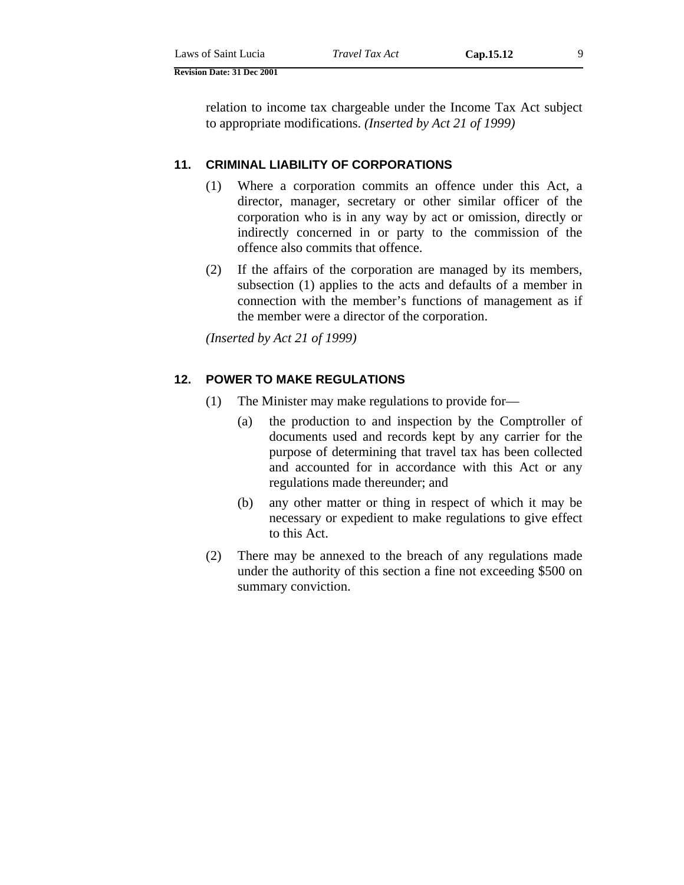relation to income tax chargeable under the Income Tax Act subject to appropriate modifications. *(Inserted by Act 21 of 1999)*

## 11. CRIMINAL LIABILITY OF CORPORATIONS

(1) Where a corporation commits an offence under this Act, a director, manager, secretary or other similar officer of the corporation who is in any way by act or omission, directly or indirectly concerned in or party to the commission of the offence also commits that offence.

(2) If the affairs of the corporation are managed by its members, subsection (1) applies to the acts and defaults of a member in connection with the member's functions of management as if the member were a director of the corporation.

*(Inserted by Act 21 of 1999)*

## 12. POWER TO MAKE REGULATIONS

(1) The Minister may make regulations to provide for—

(a) the production to and inspection by the Comptroller of documents used and records kept by any carrier for the purpose of determining that travel tax has been collected and accounted for in accordance with this Act or any regulations made thereunder; and

(b) any other matter or thing in respect of which it may be necessary or expedient to make regulations to give effect to this Act.

(2) There may be annexed to the breach of any regulations made under the authority of this section a fine not exceeding $500 on summary conviction.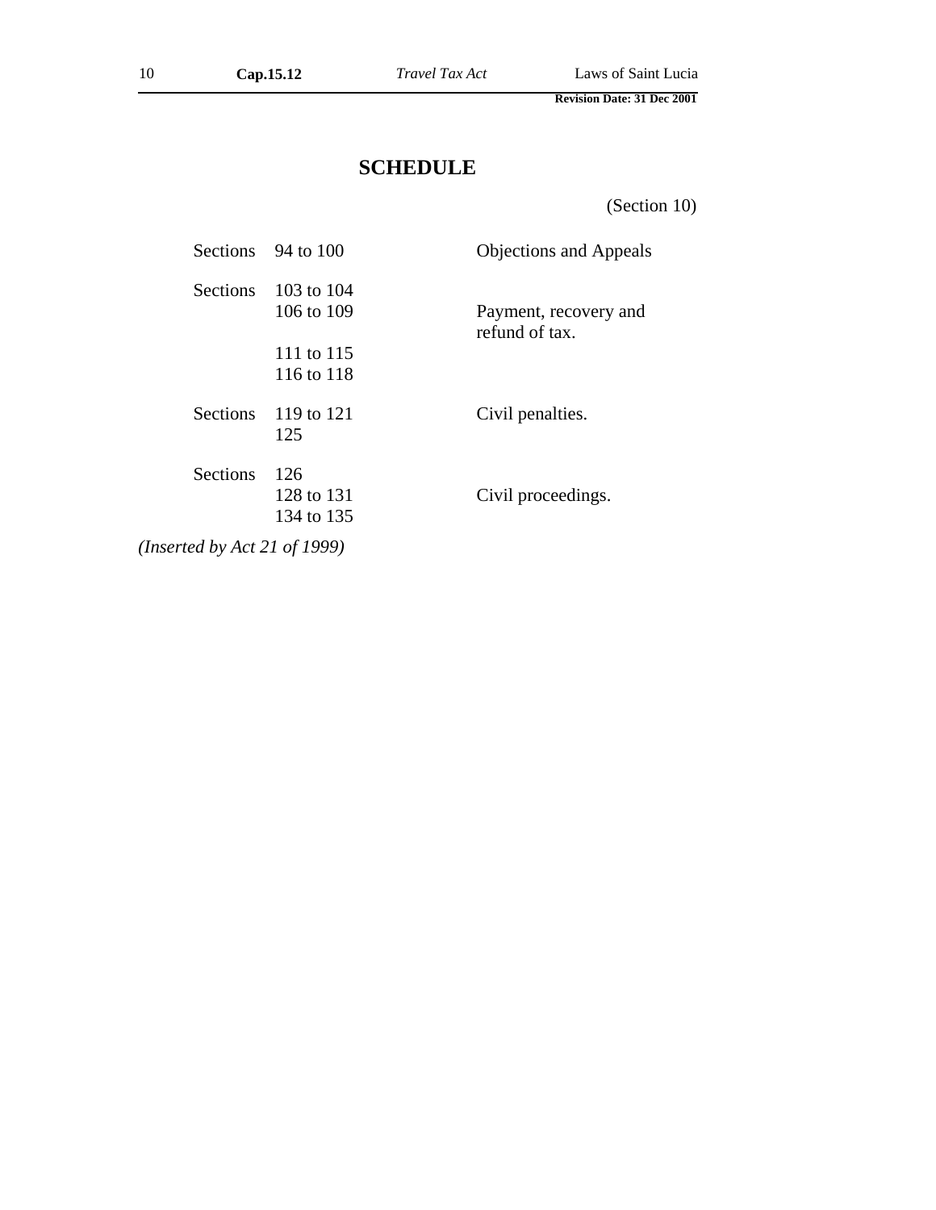# SCHEDULE

(Section 10)

| | | |
|---|---|---|
| Sections | 94 to 100 | Objections and Appeals |
| Sections | 103 to 104<br>106 to 109<br>111 to 115<br>116 to 118 | Payment, recovery and refund of tax. |
| Sections | 119 to 121<br>125 | Civil penalties. |
| Sections | 126<br>128 to 131<br>134 to 135 | Civil proceedings. |

*(Inserted by Act 21 of 1999)*